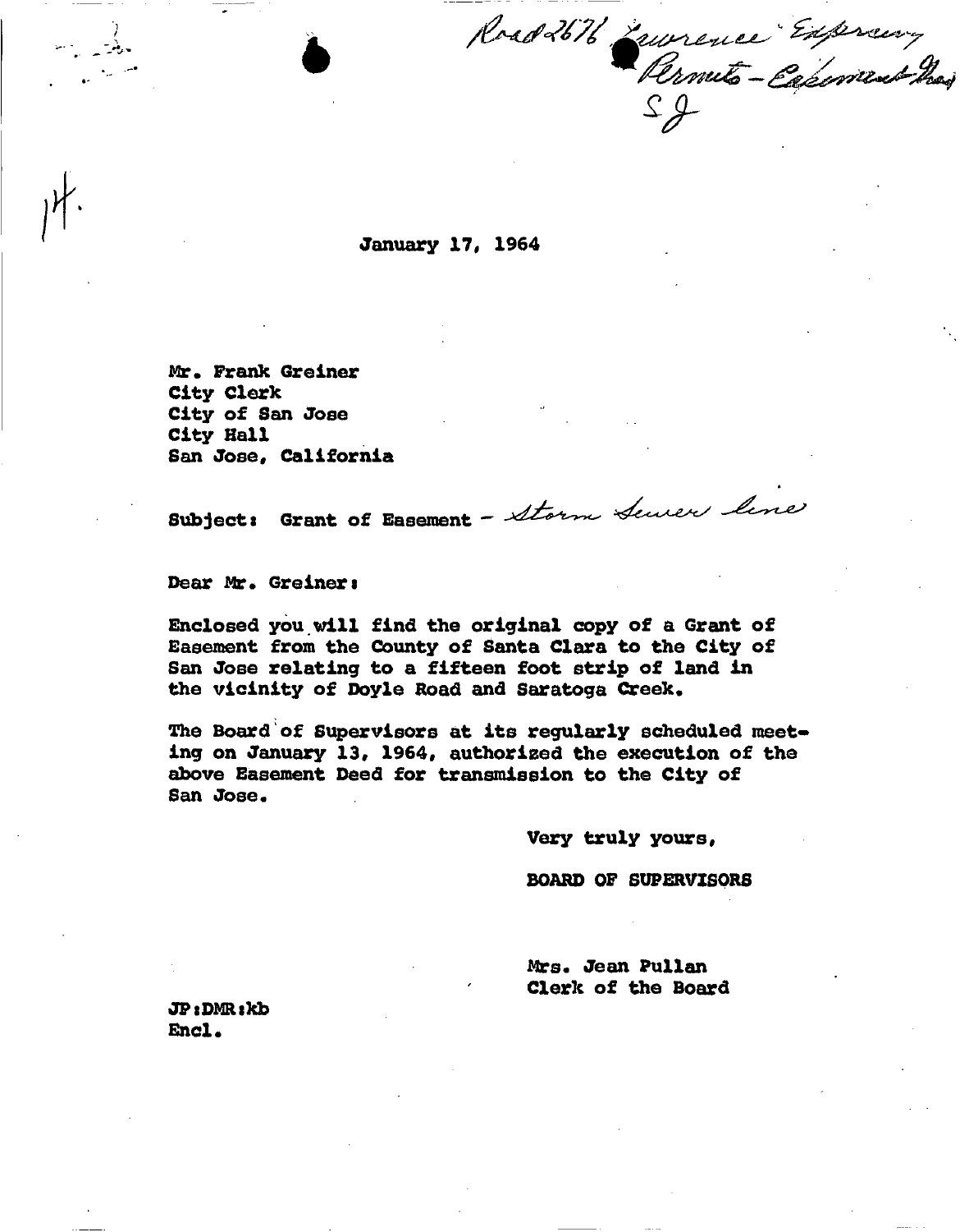Road 2676 Lawrence Expressway
Permits - Easement Deed
SJ

14.

January 17, 1964

Mr. Frank Greiner
City Clerk
City of San Jose
City Hall
San Jose, California

Subject: Grant of Easement - Storm Sewer line

Dear Mr. Greiner:

Enclosed you will find the original copy of a Grant of Easement from the County of Santa Clara to the City of San Jose relating to a fifteen foot strip of land in the vicinity of Doyle Road and Saratoga Creek.

The Board of Supervisors at its regularly scheduled meeting on January 13, 1964, authorized the execution of the above Easement Deed for transmission to the City of San Jose.

Very truly yours,

BOARD OF SUPERVISORS

Mrs. Jean Pullan
Clerk of the Board

JP:DMR:kb
Encl.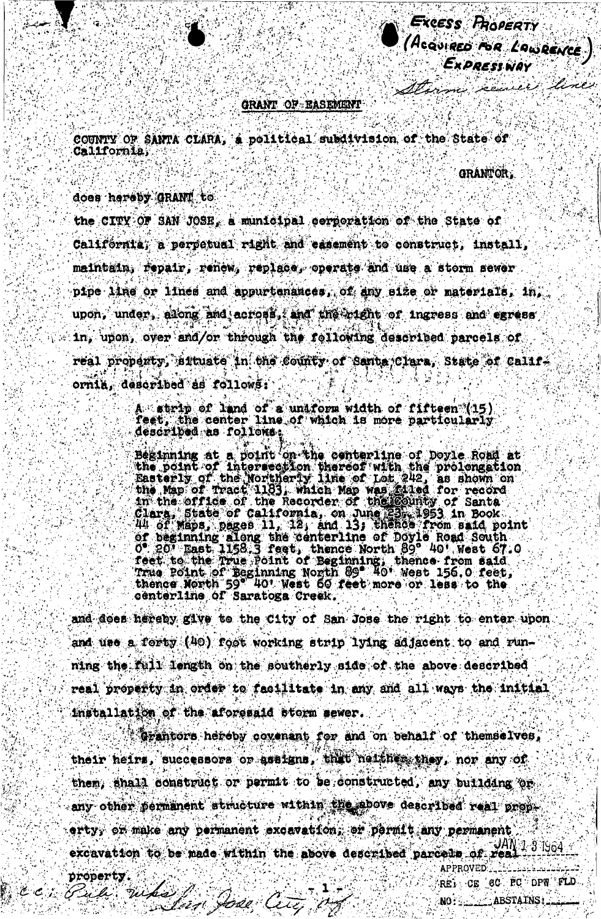Excess Property (Acquired for Lawrence) Expressway

*Storm sewer line*

## GRANT OF EASEMENT

COUNTY OF SANTA CLARA, a political subdivision of the State of California,

GRANTOR,

does hereby GRANT to

the CITY OF SAN JOSE, a municipal corporation of the State of California, a perpetual right and easement to construct, install, maintain, repair, renew, replace, operate and use a storm sewer pipe line or lines and appurtenances, of any size or materials, in, upon, under, along and across, and the right of ingress and egress in, upon, over and/or through the following described parcels of real property, situate in the County of Santa Clara, State of California, described as follows:

> A strip of land of a uniform width of fifteen (15) feet, the center line of which is more particularly described as follows:
>
> Beginning at a point on the centerline of Doyle Road at the point of intersection thereof with the prolongation Easterly of the Northerly line of Lot 242, as shown on the Map of Tract 1183, which Map was filed for record in the office of the Recorder of the County of Santa Clara, State of California, on June 23, 1953 in Book 44 of Maps, pages 11, 12, and 13; thence from said point of beginning along the centerline of Doyle Road South 0° 20' East 1158.3 feet, thence North 89° 40' West 67.0 feet to the True Point of Beginning, thence from said True Point of Beginning North 89° 40' West 156.0 feet, thence North 59° 40' West 60 feet more or less to the centerline of Saratoga Creek.

and does hereby give to the City of San Jose the right to enter upon and use a forty (40) foot working strip lying adjacent to and running the full length on the southerly side of the above described real property in order to facilitate in any and all ways the initial installation of the aforesaid storm sewer.

Grantors hereby covenant for and on behalf of themselves, their heirs, successors or assigns, that neither they, nor any of them, shall construct or permit to be constructed, any building or any other permanent structure within the above described real property, or make any permanent excavation, or permit any permanent excavation to be made within the above described parcels of real property.

JAN 1 3 1964

APPROVED \_\_\_\_\_\_\_\_\_\_

RE: CE SC PC DPW FLD

NO: \_\_\_\_\_ ABSTAINS: \_\_\_\_\_

*cc: Pub. Wks / San Jose City of*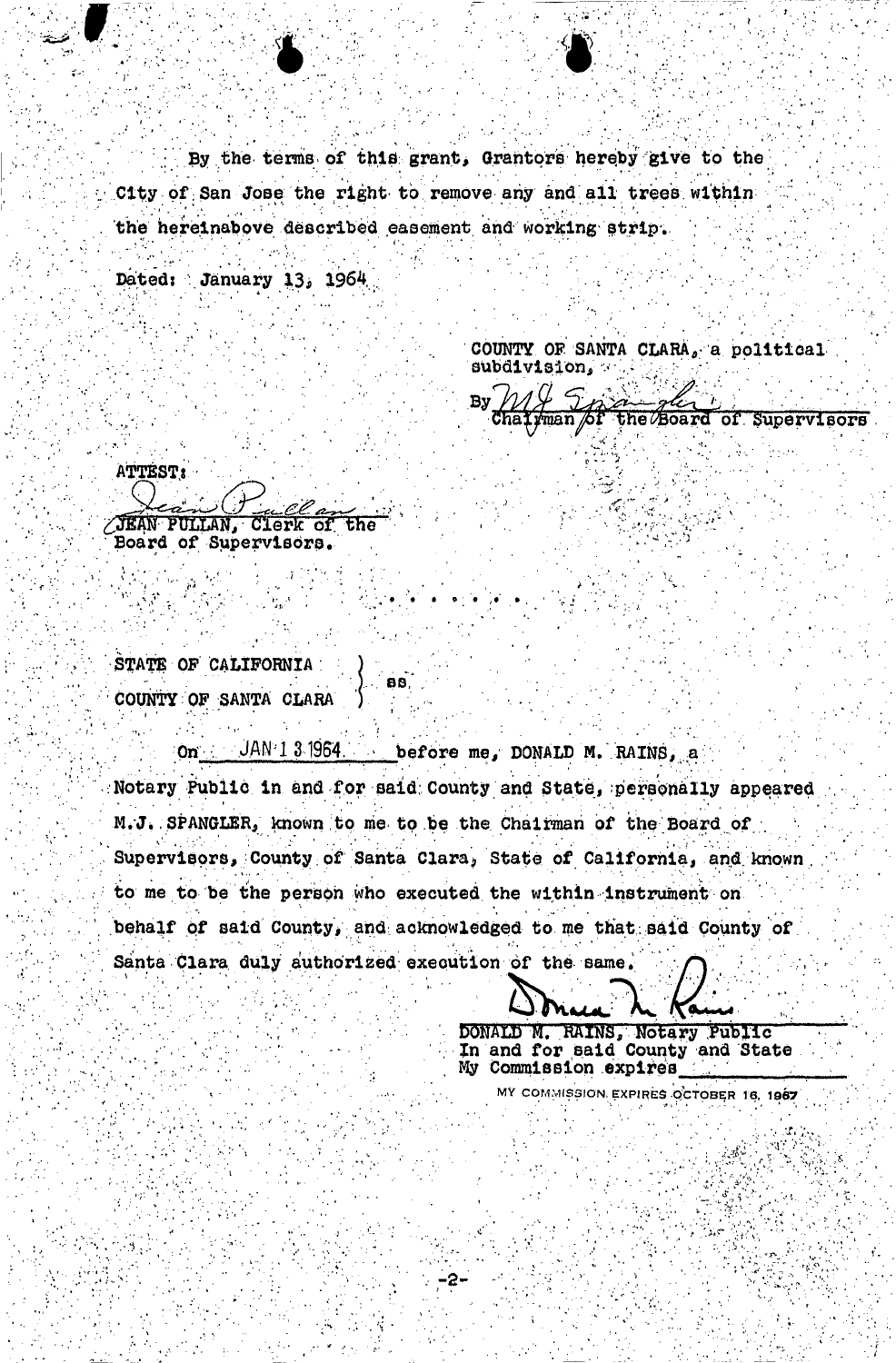By the terms of this grant, Grantors hereby give to the City of San Jose the right to remove any and all trees within the hereinabove described easement and working strip.

Dated: January 13, 1964

COUNTY OF SANTA CLARA, a political subdivision,

By M J Spangler
Chairman of the Board of Supervisors

ATTEST:

Jean Pullan
JEAN PULLAN, Clerk of the Board of Supervisors.

. . . . . . . .

STATE OF CALIFORNIA )
) ss
COUNTY OF SANTA CLARA )

On JAN 13 1964 before me, DONALD M. RAINS, a Notary Public in and for said County and State, personally appeared M.J. SPANGLER, known to me to be the Chairman of the Board of Supervisors, County of Santa Clara, State of California, and known to me to be the person who executed the within instrument on behalf of said County, and acknowledged to me that said County of Santa Clara duly authorized execution of the same.

Donald M. Rains
DONALD M. RAINS, Notary Public
In and for said County and State
My Commission expires ______

MY COMMISSION EXPIRES OCTOBER 16, 1967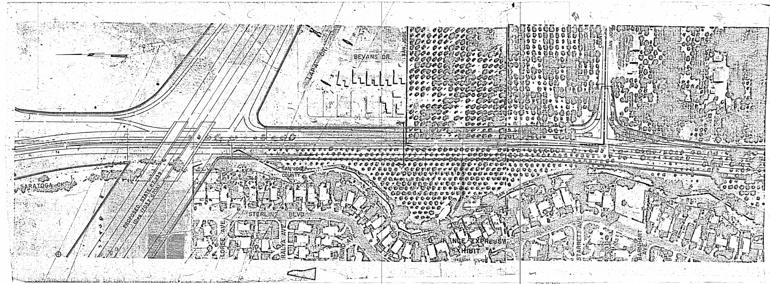BEVANS DR.

LAPA DR.

SAN JOSE

SAN JOSE

COUNTY

SARATOGA CK.

PROPOSED STATE RT. 239

SAN JOSE COUNTY

STERLING BLVD.

LOREE AVE.

RALYA AVE.

RUNO AVE.

LAWRENCE EXPRESSWAY

EXHIBIT "A"

STARRETT AVE.

BARNHART AVE.